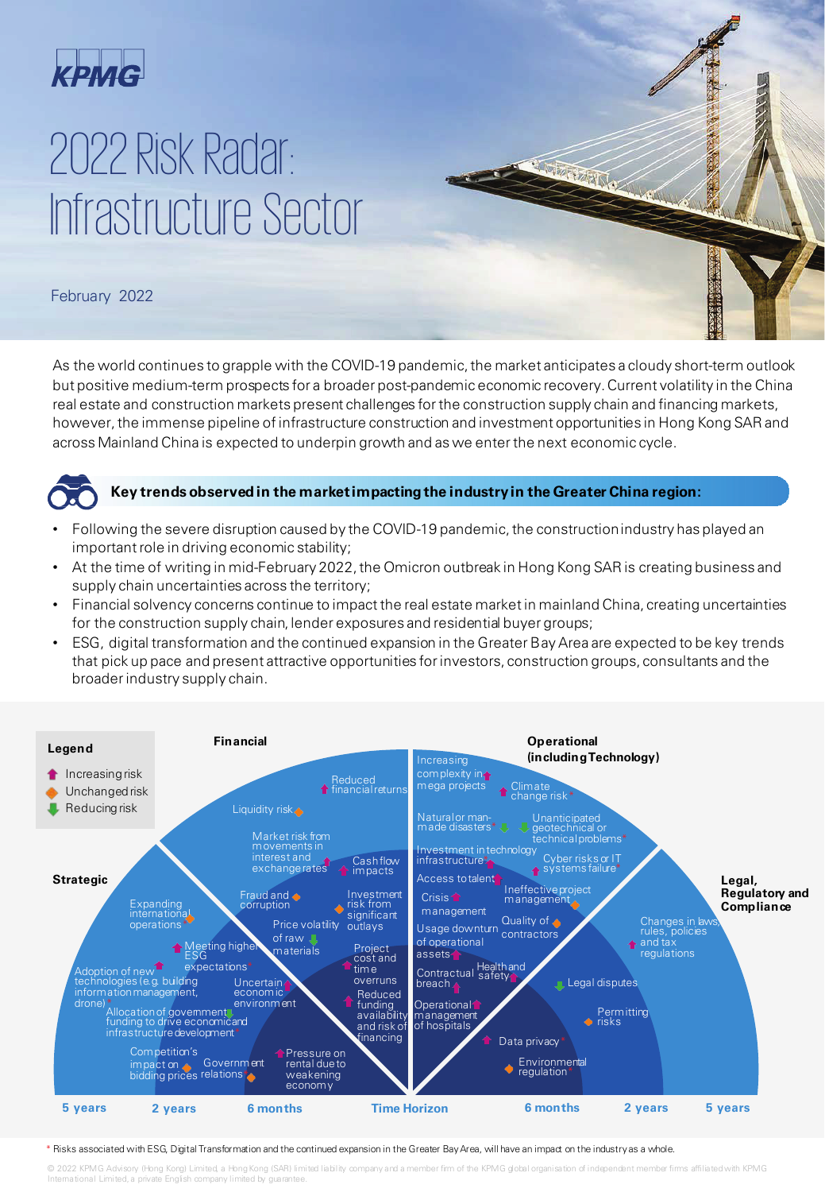KPMG

# 2022 Risk Radar: Infrastructure Sector

February 2022

As the world continues to grapple with the COVID-19 pandemic, the market anticipates a cloudy short-term outlook but positive medium-term prospects for a broader post-pandemic economic recovery. Current volatility in the China real estate and construction markets present challenges for the construction supply chain and financing markets, however, the immense pipeline of infrastructure construction and investment opportunities in Hong Kong SAR and across Mainland China is expected to underpin growth and as we enter the next economic cycle.

## Key trends observed in the market impacting the industry in the Greater China region:

- Following the severe disruption caused by the COVID-19 pandemic, the construction industry has played an important role in driving economic stability;
- At the time of writing in mid-February 2022, the Omicron outbreak in Hong Kong SAR is creating business and supply chain uncertainties across the territory;
- Financial solvency concerns continue to impact the real estate market in mainland China, creating uncertainties for the construction supply chain, lender exposures and residential buyer groups;
- ESG, digital transformation and the continued expansion in the Greater Bay Area are expected to be key trends that pick up pace and present attractive opportunities for investors, construction groups, consultants and the broader industry supply chain.

**Legend**

- Increasing risk
- Unchanged risk
- Reducing risk

**Strategic**

- Expanding international operations
- Meeting higher ESG expectations*
- Adoption of new technologies (e.g. building information management, drone)*
- Allocation of government funding to drive economic and infrastructure development*
- Competition's impact on bidding prices
- Government relations*
- Uncertain economic environment

**Financial**

- Reduced financial returns
- Liquidity risk
- Market risk from movements in interest and exchange rates
- Cash flow impacts
- Fraud and corruption
- Investment risk from significant outlays
- Price volatility of raw materials
- Project cost and time overruns
- Reduced funding availability and risk of financing
- Pressure on rental due to weakening economy

**Operational (including Technology)**

- Increasing complexity in mega projects
- Climate change risk*
- Natural or man-made disasters*
- Unanticipated geotechnical or technical problems*
- Investment in technology infrastructure*
- Cyber risks or IT systems failure
- Access to talent
- Crisis management
- Ineffective project management
- Usage downturn of operational assets
- Quality of contractors
- Contractual breach
- Health and safety
- Operational management of hospitals

**Legal, Regulatory and Compliance**

- Changes in laws, rules, policies and tax regulations
- Legal disputes
- Permitting risks
- Data privacy*
- Environmental regulation*

Time Horizon: 5 years | 2 years | 6 months | 6 months | 2 years | 5 years

\* Risks associated with ESG, Digital Transformation and the continued expansion in the Greater Bay Area, will have an impact on the industry as a whole.

© 2022 KPMG Advisory (Hong Kong) Limited, a Hong Kong (SAR) limited liability company and a member firm of the KPMG global organisation of independent member firms affiliated with KPMG International Limited, a private English company limited by guarantee.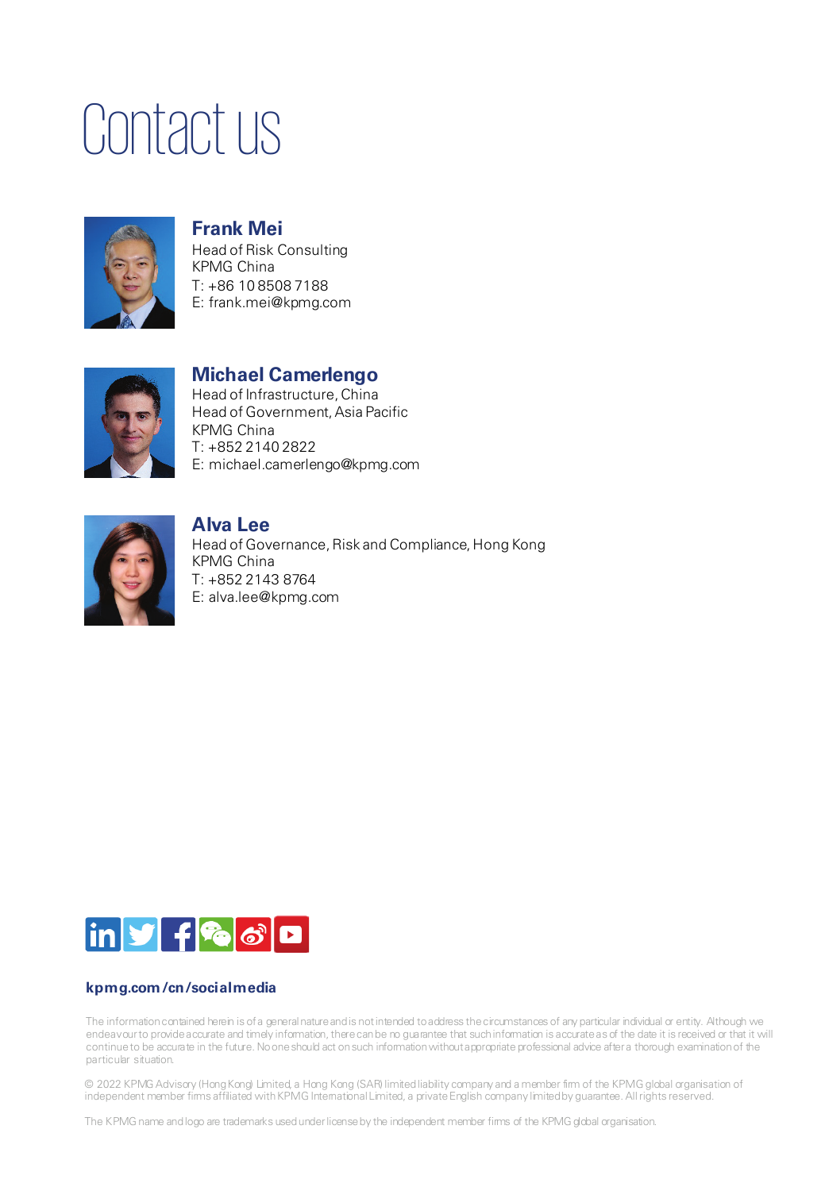# Contact us

### Frank Mei

Head of Risk Consulting
KPMG China
T: +86 10 8508 7188
E: frank.mei@kpmg.com

### Michael Camerlengo

Head of Infrastructure, China
Head of Government, Asia Pacific
KPMG China
T: +852 2140 2822
E: michael.camerlengo@kpmg.com

### Alva Lee

Head of Governance, Risk and Compliance, Hong Kong
KPMG China
T: +852 2143 8764
E: alva.lee@kpmg.com

**kpmg.com/cn/socialmedia**

The information contained herein is of a general nature and is not intended to address the circumstances of any particular individual or entity. Although we endeavour to provide accurate and timely information, there can be no guarantee that such information is accurate as of the date it is received or that it will continue to be accurate in the future. No one should act on such information without appropriate professional advice after a thorough examination of the particular situation.

© 2022 KPMG Advisory (Hong Kong) Limited, a Hong Kong (SAR) limited liability company and a member firm of the KPMG global organisation of independent member firms affiliated with KPMG International Limited, a private English company limited by guarantee. All rights reserved.

The KPMG name and logo are trademarks used under license by the independent member firms of the KPMG global organisation.